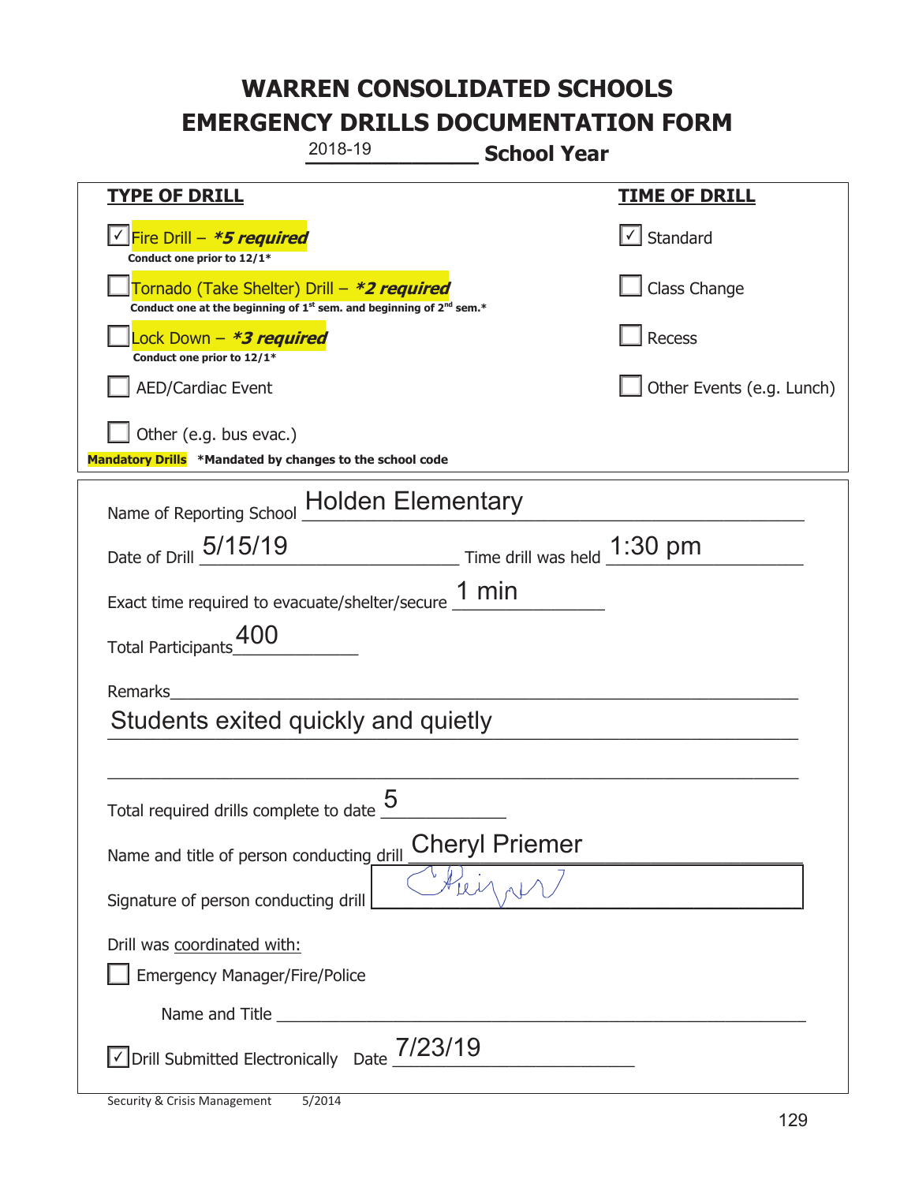# WARREN CONSOLIDATED SCHOOLS
# EMERGENCY DRILLS DOCUMENTATION FORM

2018-19 **School Year**

| **TYPE OF DRILL** | **TIME OF DRILL** |
|---|---|
| ☑ Fire Drill – ***5 required*** <br> **Conduct one prior to 12/1*** | ☑ Standard |
| ☐ Tornado (Take Shelter) Drill – ***2 required*** <br> **Conduct one at the beginning of 1st sem. and beginning of 2nd sem.*** | ☐ Class Change |
| ☐ Lock Down – ***3 required*** <br> **Conduct one prior to 12/1*** | ☐ Recess |
| ☐ AED/Cardiac Event | ☐ Other Events (e.g. Lunch) |
| ☐ Other (e.g. bus evac.) | |

**Mandatory Drills** ***Mandated by changes to the school code**

Name of Reporting School: Holden Elementary

Date of Drill: 5/15/19  Time drill was held: 1:30 pm

Exact time required to evacuate/shelter/secure: 1 min

Total Participants: 400

Remarks: Students exited quickly and quietly

Total required drills complete to date: 5

Name and title of person conducting drill: Cheryl Priemer

Signature of person conducting drill: [signature]

Drill was coordinated with:

☐ Emergency Manager/Fire/Police

Name and Title: 

☑ Drill Submitted Electronically  Date: 7/23/19

Security & Crisis Management 5/2014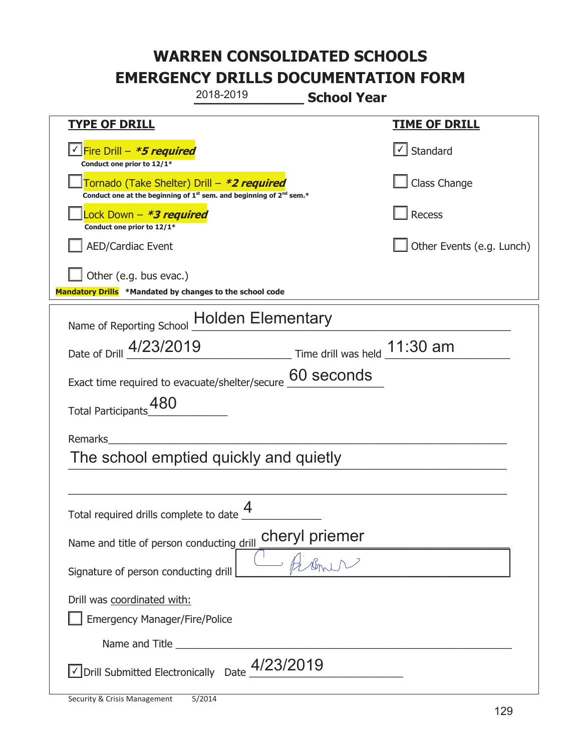# WARREN CONSOLIDATED SCHOOLS
# EMERGENCY DRILLS DOCUMENTATION FORM

2018-2019 **School Year**

| **TYPE OF DRILL** | **TIME OF DRILL** |
|---|---|
| ☑ Fire Drill – ***\*5 required*** <br> **Conduct one prior to 12/1\*** | ☑ Standard |
| ☐ Tornado (Take Shelter) Drill – ***\*2 required*** <br> **Conduct one at the beginning of 1st sem. and beginning of 2nd sem.\*** | ☐ Class Change |
| ☐ Lock Down – ***\*3 required*** <br> **Conduct one prior to 12/1\*** | ☐ Recess |
| ☐ AED/Cardiac Event | ☐ Other Events (e.g. Lunch) |
| ☐ Other (e.g. bus evac.) | |

**Mandatory Drills** **\*Mandated by changes to the school code**

Name of Reporting School: Holden Elementary

Date of Drill: 4/23/2019 Time drill was held: 11:30 am

Exact time required to evacuate/shelter/secure: 60 seconds

Total Participants: 480

Remarks:
The school emptied quickly and quietly

Total required drills complete to date: 4

Name and title of person conducting drill: cheryl priemer

Signature of person conducting drill: [signature]

Drill was coordinated with:

☐ Emergency Manager/Fire/Police

Name and Title ______________________

☑ Drill Submitted Electronically Date: 4/23/2019

Security & Crisis Management 5/2014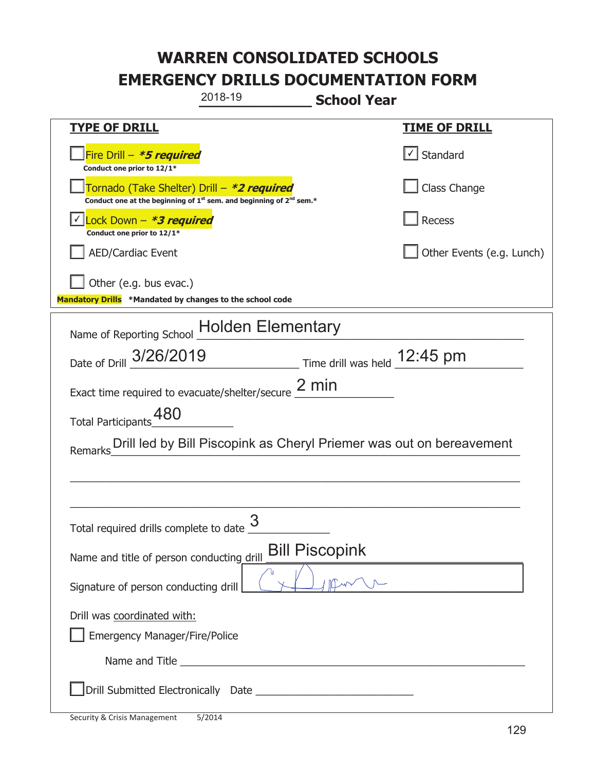# WARREN CONSOLIDATED SCHOOLS
# EMERGENCY DRILLS DOCUMENTATION FORM

2018-19 **School Year**

| **TYPE OF DRILL** | **TIME OF DRILL** |
|---|---|
| ☐ Fire Drill – ***5 required*** <br> **Conduct one prior to 12/1*** | ☑ Standard |
| ☐ Tornado (Take Shelter) Drill – ***2 required*** <br> **Conduct one at the beginning of 1st sem. and beginning of 2nd sem.*** | ☐ Class Change |
| ☑ Lock Down – ***3 required*** <br> **Conduct one prior to 12/1*** | ☐ Recess |
| ☐ AED/Cardiac Event | ☐ Other Events (e.g. Lunch) |
| ☐ Other (e.g. bus evac.) | |

**Mandatory Drills** ***Mandated by changes to the school code**

Name of Reporting School: Holden Elementary

Date of Drill: 3/26/2019 Time drill was held: 12:45 pm

Exact time required to evacuate/shelter/secure: 2 min

Total Participants: 480

Remarks: Drill led by Bill Piscopink as Cheryl Priemer was out on bereavement

Total required drills complete to date: 3

Name and title of person conducting drill: Bill Piscopink

Signature of person conducting drill: [signature]

Drill was coordinated with:

☐ Emergency Manager/Fire/Police

Name and Title ______________________

☐ Drill Submitted Electronically Date ______________________

Security & Crisis Management 5/2014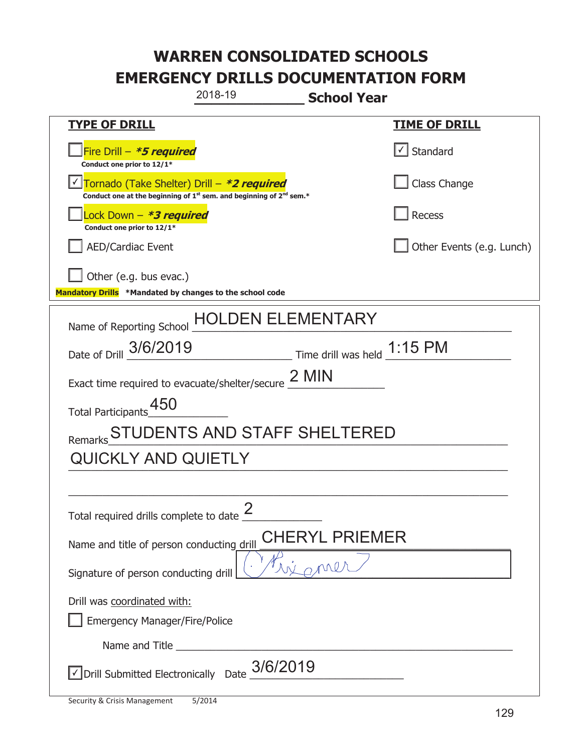# WARREN CONSOLIDATED SCHOOLS
# EMERGENCY DRILLS DOCUMENTATION FORM

2018-19 **School Year**

| **TYPE OF DRILL** | **TIME OF DRILL** |
|---|---|
| ☐ Fire Drill – ***5 required*** <br> **Conduct one prior to 12/1*** | ☑ Standard |
| ☑ Tornado (Take Shelter) Drill – ***2 required*** <br> **Conduct one at the beginning of 1st sem. and beginning of 2nd sem.*** | ☐ Class Change |
| ☐ Lock Down – ***3 required*** <br> **Conduct one prior to 12/1*** | ☐ Recess |
| ☐ AED/Cardiac Event | ☐ Other Events (e.g. Lunch) |
| ☐ Other (e.g. bus evac.) | |

**Mandatory Drills** ***Mandated by changes to the school code**

Name of Reporting School HOLDEN ELEMENTARY

Date of Drill 3/6/2019 Time drill was held 1:15 PM

Exact time required to evacuate/shelter/secure 2 MIN

Total Participants 450

Remarks STUDENTS AND STAFF SHELTERED QUICKLY AND QUIETLY

Total required drills complete to date 2

Name and title of person conducting drill CHERYL PRIEMER

Signature of person conducting drill C. Priemer

Drill was coordinated with:

☐ Emergency Manager/Fire/Police

Name and Title ____________________

☑ Drill Submitted Electronically Date 3/6/2019

Security & Crisis Management 5/2014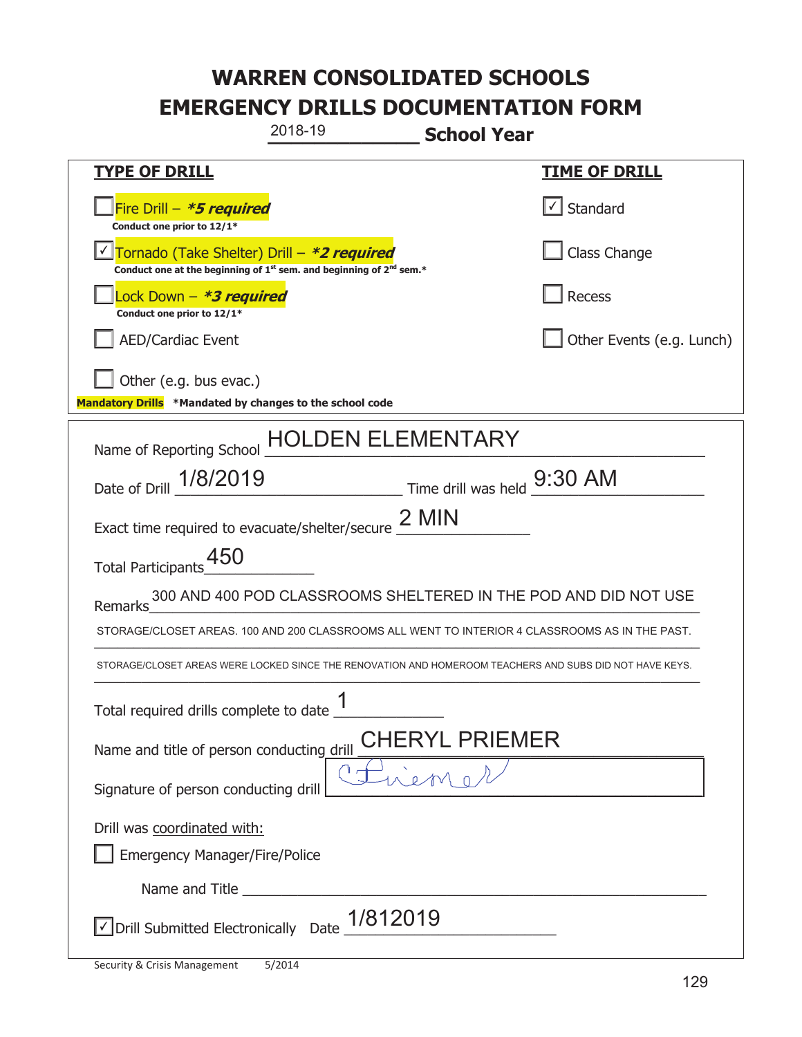# WARREN CONSOLIDATED SCHOOLS
# EMERGENCY DRILLS DOCUMENTATION FORM

2018-19 **School Year**

| **TYPE OF DRILL** | **TIME OF DRILL** |
|---|---|
| ☐ Fire Drill – ***5 required*** <br> **Conduct one prior to 12/1*** | ☑ Standard |
| ☑ Tornado (Take Shelter) Drill – ***2 required*** <br> **Conduct one at the beginning of 1st sem. and beginning of 2nd sem.*** | ☐ Class Change |
| ☐ Lock Down – ***3 required*** <br> **Conduct one prior to 12/1*** | ☐ Recess |
| ☐ AED/Cardiac Event | ☐ Other Events (e.g. Lunch) |
| ☐ Other (e.g. bus evac.) | |

**Mandatory Drills** ***Mandated by changes to the school code**

Name of Reporting School: HOLDEN ELEMENTARY

Date of Drill: 1/8/2019 Time drill was held: 9:30 AM

Exact time required to evacuate/shelter/secure: 2 MIN

Total Participants: 450

Remarks: 300 AND 400 POD CLASSROOMS SHELTERED IN THE POD AND DID NOT USE STORAGE/CLOSET AREAS. 100 AND 200 CLASSROOMS ALL WENT TO INTERIOR 4 CLASSROOMS AS IN THE PAST. STORAGE/CLOSET AREAS WERE LOCKED SINCE THE RENOVATION AND HOMEROOM TEACHERS AND SUBS DID NOT HAVE KEYS.

Total required drills complete to date: 1

Name and title of person conducting drill: CHERYL PRIEMER

Signature of person conducting drill: C. Priemer

Drill was coordinated with:

☐ Emergency Manager/Fire/Police

Name and Title ______________________

☑ Drill Submitted Electronically Date: 1/812019

Security & Crisis Management 5/2014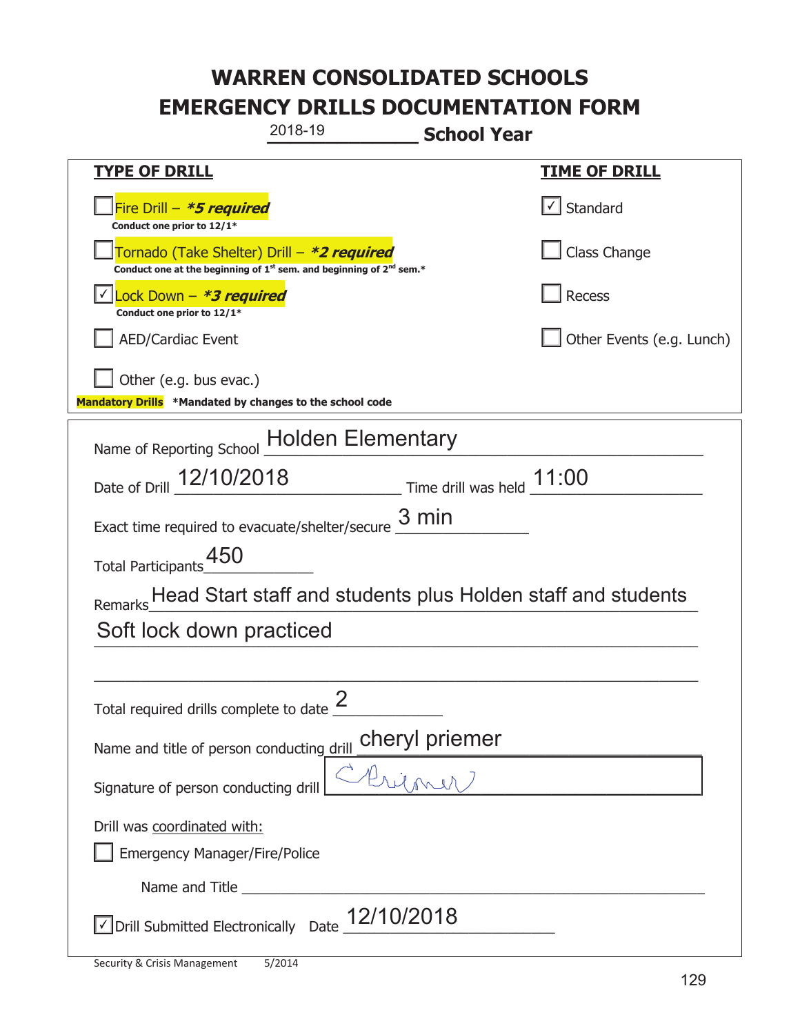# WARREN CONSOLIDATED SCHOOLS
# EMERGENCY DRILLS DOCUMENTATION FORM

2018-19 **School Year**

| **TYPE OF DRILL** | **TIME OF DRILL** |
| --- | --- |
| ☐ Fire Drill – ***5 required*** <br> **Conduct one prior to 12/1*** | ☑ Standard |
| ☐ Tornado (Take Shelter) Drill – ***2 required*** <br> **Conduct one at the beginning of 1st sem. and beginning of 2nd sem.*** | ☐ Class Change |
| ☑ Lock Down – ***3 required*** <br> **Conduct one prior to 12/1*** | ☐ Recess |
| ☐ AED/Cardiac Event | ☐ Other Events (e.g. Lunch) |
| ☐ Other (e.g. bus evac.) | |

**Mandatory Drills** ***Mandated by changes to the school code**

Name of Reporting School: Holden Elementary

Date of Drill: 12/10/2018 Time drill was held: 11:00

Exact time required to evacuate/shelter/secure: 3 min

Total Participants: 450

Remarks: Head Start staff and students plus Holden staff and students
Soft lock down practiced

Total required drills complete to date: 2

Name and title of person conducting drill: cheryl priemer

Signature of person conducting drill: C Priemer

Drill was coordinated with:

☐ Emergency Manager/Fire/Police

Name and Title ______________________

☑ Drill Submitted Electronically Date: 12/10/2018

Security & Crisis Management 5/2014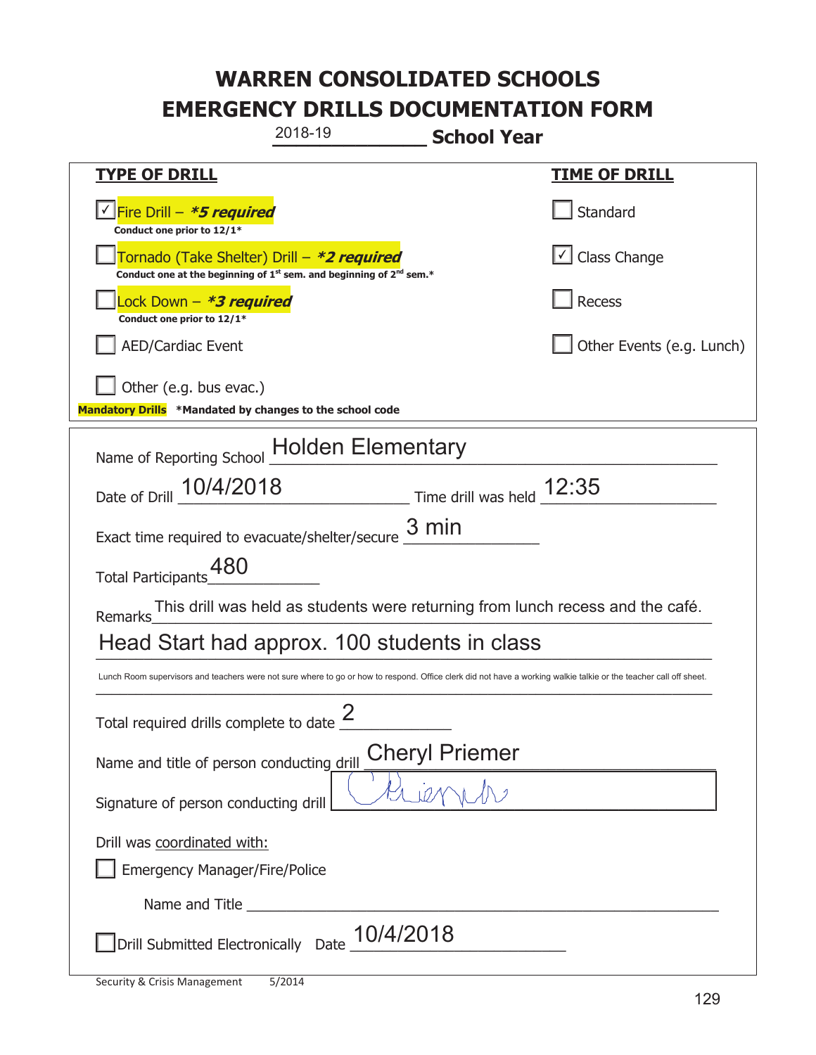# WARREN CONSOLIDATED SCHOOLS
# EMERGENCY DRILLS DOCUMENTATION FORM

2018-19 **School Year**

| **TYPE OF DRILL** | **TIME OF DRILL** |
|---|---|
| ☑ Fire Drill – ***5 required*** <br> **Conduct one prior to 12/1*** | ☐ Standard |
| ☐ Tornado (Take Shelter) Drill – ***2 required*** <br> **Conduct one at the beginning of 1st sem. and beginning of 2nd sem.*** | ☑ Class Change |
| ☐ Lock Down – ***3 required*** <br> **Conduct one prior to 12/1*** | ☐ Recess |
| ☐ AED/Cardiac Event | ☐ Other Events (e.g. Lunch) |
| ☐ Other (e.g. bus evac.) | |

**Mandatory Drills** **\*Mandated by changes to the school code**

Name of Reporting School: Holden Elementary

Date of Drill: 10/4/2018 Time drill was held: 12:35

Exact time required to evacuate/shelter/secure: 3 min

Total Participants: 480

Remarks: This drill was held as students were returning from lunch recess and the café.

Head Start had approx. 100 students in class

Lunch Room supervisors and teachers were not sure where to go or how to respond. Office clerk did not have a working walkie talkie or the teacher call off sheet.

Total required drills complete to date: 2

Name and title of person conducting drill: Cheryl Priemer

Signature of person conducting drill: [signature]

Drill was coordinated with:

☐ Emergency Manager/Fire/Police

Name and Title ____________________

☐ Drill Submitted Electronically Date: 10/4/2018

Security & Crisis Management 5/2014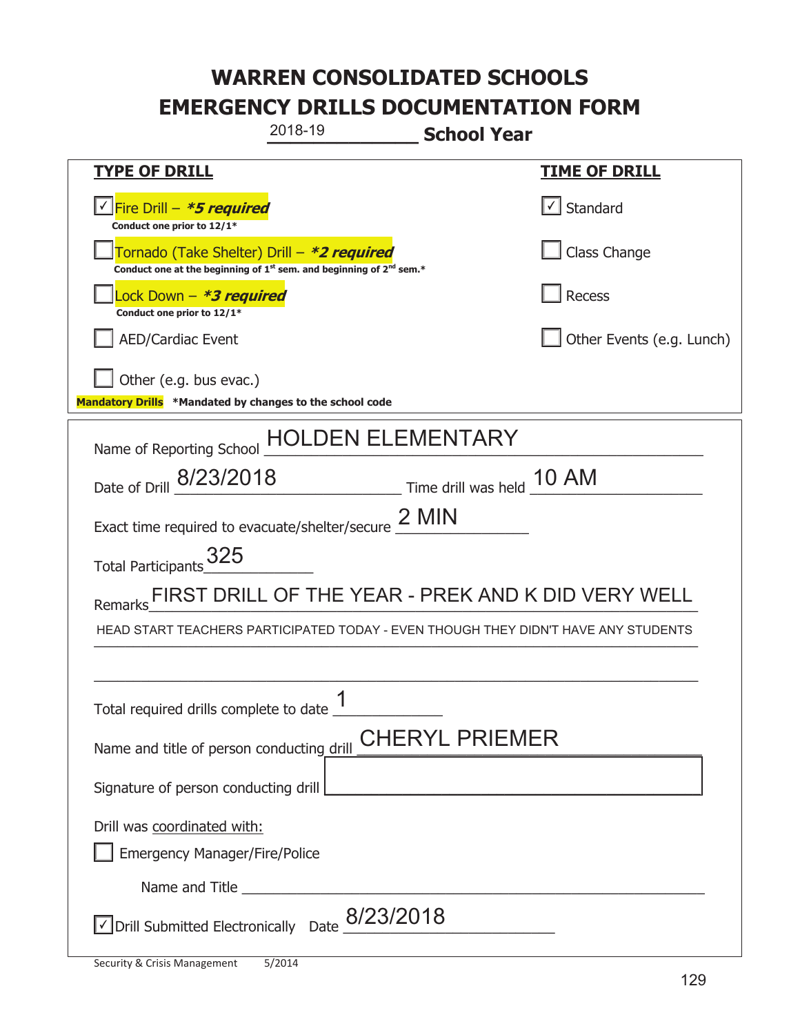# WARREN CONSOLIDATED SCHOOLS
# EMERGENCY DRILLS DOCUMENTATION FORM

2018-19 **School Year**

| **TYPE OF DRILL** | **TIME OF DRILL** |
|---|---|
| ☑ Fire Drill – ***5 required*** <br> **Conduct one prior to 12/1*** | ☑ Standard |
| ☐ Tornado (Take Shelter) Drill – ***2 required*** <br> **Conduct one at the beginning of 1st sem. and beginning of 2nd sem.*** | ☐ Class Change |
| ☐ Lock Down – ***3 required*** <br> **Conduct one prior to 12/1*** | ☐ Recess |
| ☐ AED/Cardiac Event | ☐ Other Events (e.g. Lunch) |
| ☐ Other (e.g. bus evac.) | |

**Mandatory Drills** ***Mandated by changes to the school code**

Name of Reporting School: HOLDEN ELEMENTARY

Date of Drill: 8/23/2018 Time drill was held: 10 AM

Exact time required to evacuate/shelter/secure: 2 MIN

Total Participants: 325

Remarks: FIRST DRILL OF THE YEAR - PREK AND K DID VERY WELL

HEAD START TEACHERS PARTICIPATED TODAY - EVEN THOUGH THEY DIDN'T HAVE ANY STUDENTS

Total required drills complete to date: 1

Name and title of person conducting drill: CHERYL PRIEMER

Signature of person conducting drill: 

Drill was coordinated with:

☐ Emergency Manager/Fire/Police

Name and Title: 

☑ Drill Submitted Electronically Date: 8/23/2018

Security & Crisis Management 5/2014